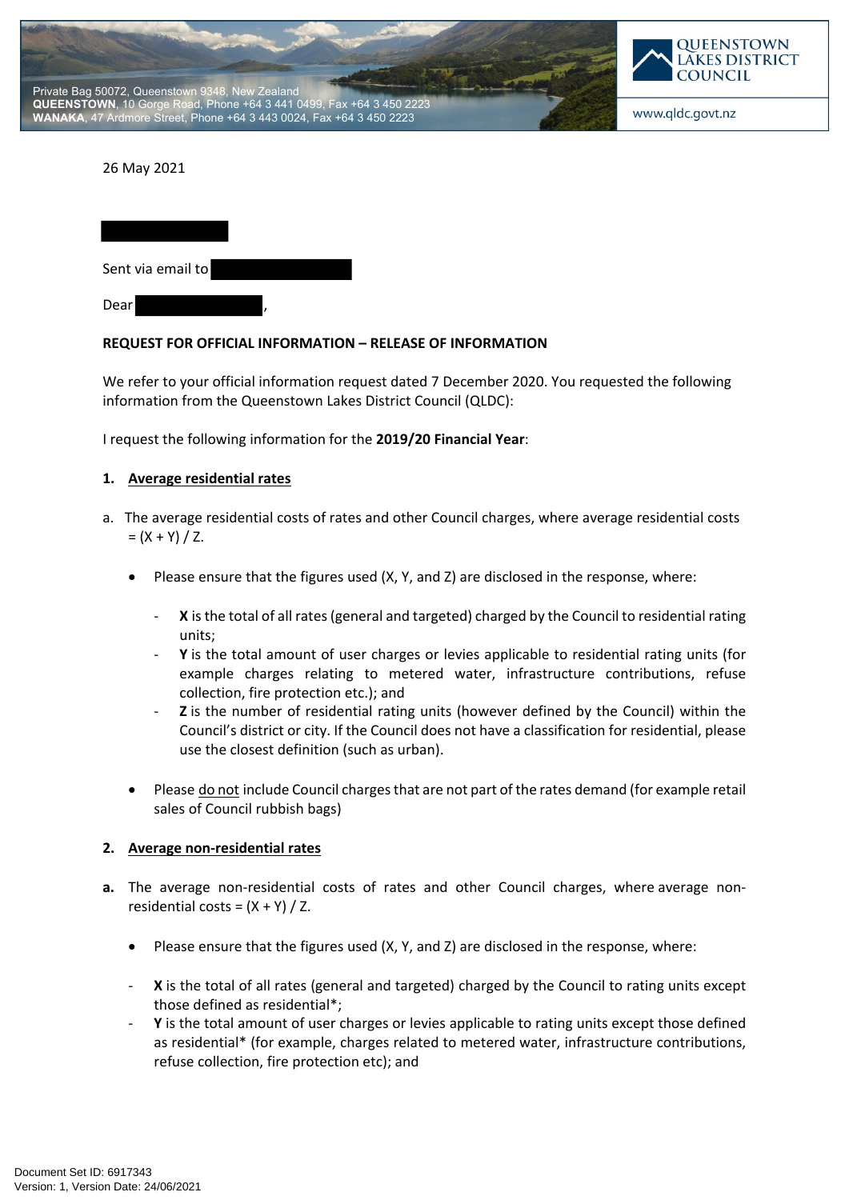Private Bag 50072, Queenstown 9348, New Zealand
**QUEENSTOWN**, 10 Gorge Road, Phone +64 3 441 0499, Fax +64 3 450 2223
**WANAKA**, 47 Ardmore Street, Phone +64 3 443 0024, Fax +64 3 450 2223

QUEENSTOWN LAKES DISTRICT COUNCIL

www.qldc.govt.nz

26 May 2021

Sent via email to

Dear ,

**REQUEST FOR OFFICIAL INFORMATION – RELEASE OF INFORMATION**

We refer to your official information request dated 7 December 2020. You requested the following information from the Queenstown Lakes District Council (QLDC):

I request the following information for the **2019/20 Financial Year**:

1. **Average residential rates**

a. The average residential costs of rates and other Council charges, where average residential costs = (X + Y) / Z.

- Please ensure that the figures used (X, Y, and Z) are disclosed in the response, where:
  - **X** is the total of all rates (general and targeted) charged by the Council to residential rating units;
  - **Y** is the total amount of user charges or levies applicable to residential rating units (for example charges relating to metered water, infrastructure contributions, refuse collection, fire protection etc.); and
  - **Z** is the number of residential rating units (however defined by the Council) within the Council's district or city. If the Council does not have a classification for residential, please use the closest definition (such as urban).
- Please do not include Council charges that are not part of the rates demand (for example retail sales of Council rubbish bags)

2. **Average non-residential rates**

**a.** The average non-residential costs of rates and other Council charges, where average non-residential costs = (X + Y) / Z.

- Please ensure that the figures used (X, Y, and Z) are disclosed in the response, where:

- **X** is the total of all rates (general and targeted) charged by the Council to rating units except those defined as residential*;
- **Y** is the total amount of user charges or levies applicable to rating units except those defined as residential* (for example, charges related to metered water, infrastructure contributions, refuse collection, fire protection etc); and

Document Set ID: 6917343
Version: 1, Version Date: 24/06/2021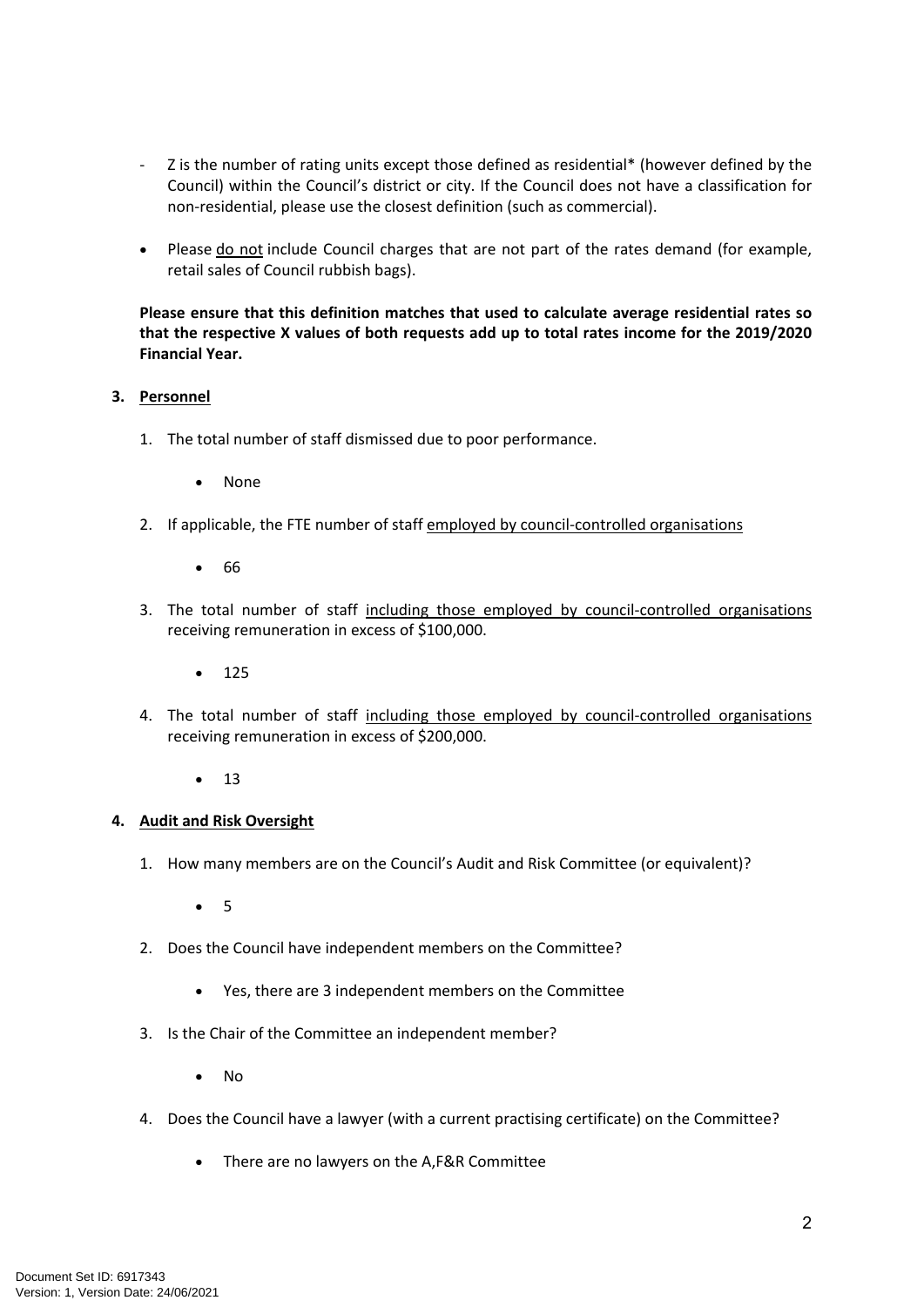- Z is the number of rating units except those defined as residential* (however defined by the Council) within the Council's district or city. If the Council does not have a classification for non-residential, please use the closest definition (such as commercial).

- Please <u>do not</u> include Council charges that are not part of the rates demand (for example, retail sales of Council rubbish bags).

**Please ensure that this definition matches that used to calculate average residential rates so that the respective X values of both requests add up to total rates income for the 2019/2020 Financial Year.**

**3. <u>Personnel</u>**

1. The total number of staff dismissed due to poor performance.

    - None

2. If applicable, the FTE number of staff <u>employed by council-controlled organisations</u>

    - 66

3. The total number of staff <u>including those employed by council-controlled organisations</u> receiving remuneration in excess of $100,000.

    - 125

4. The total number of staff <u>including those employed by council-controlled organisations</u> receiving remuneration in excess of $200,000.

    - 13

**4. <u>Audit and Risk Oversight</u>**

1. How many members are on the Council's Audit and Risk Committee (or equivalent)?

    - 5

2. Does the Council have independent members on the Committee?

    - Yes, there are 3 independent members on the Committee

3. Is the Chair of the Committee an independent member?

    - No

4. Does the Council have a lawyer (with a current practising certificate) on the Committee?

    - There are no lawyers on the A,F&R Committee

Document Set ID: 6917343
Version: 1, Version Date: 24/06/2021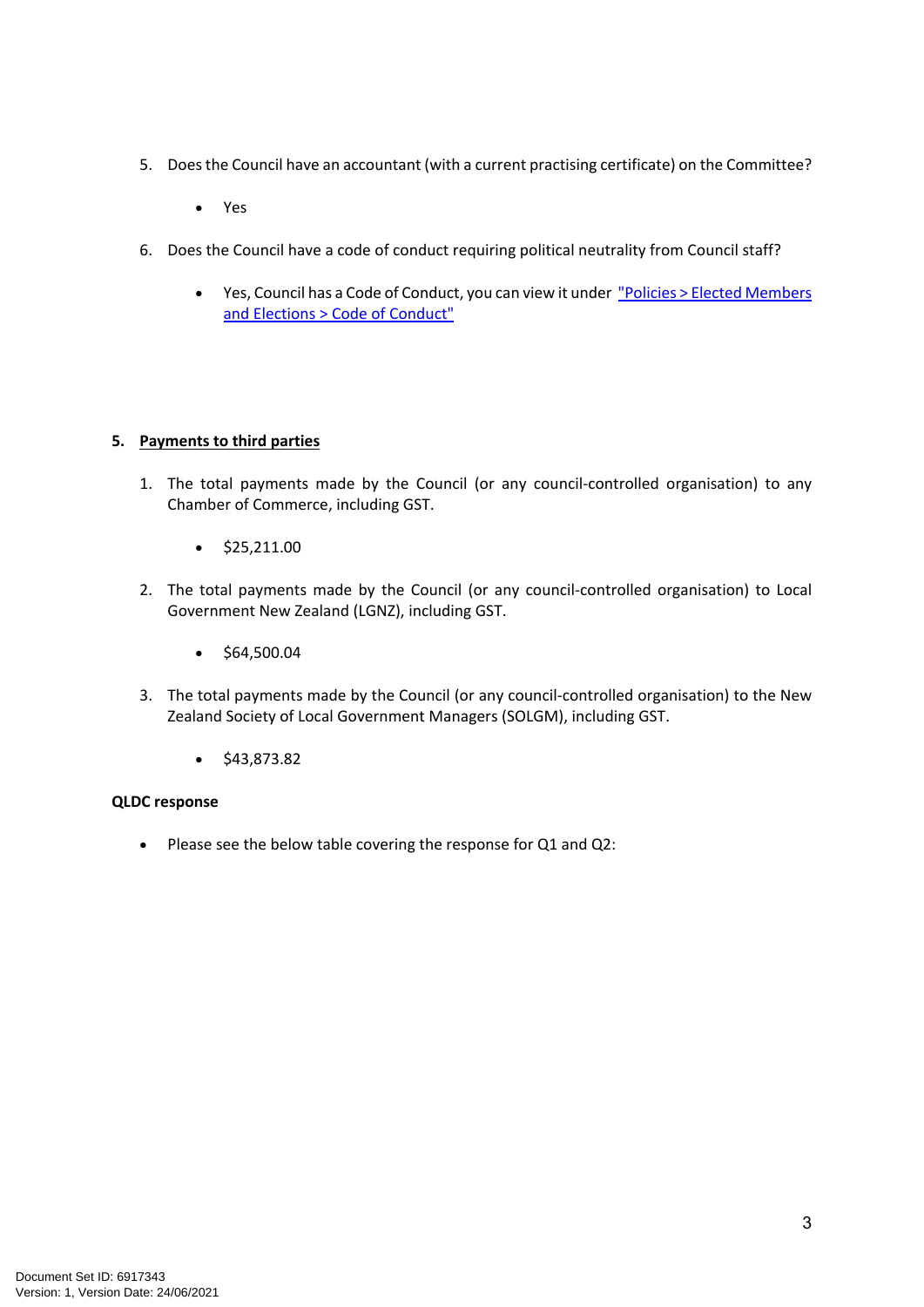5. Does the Council have an accountant (with a current practising certificate) on the Committee?

    - Yes

6. Does the Council have a code of conduct requiring political neutrality from Council staff?

    - Yes, Council has a Code of Conduct, you can view it under ["Policies > Elected Members and Elections > Code of Conduct"]

## 5. Payments to third parties

1. The total payments made by the Council (or any council-controlled organisation) to any Chamber of Commerce, including GST.

    - $25,211.00

2. The total payments made by the Council (or any council-controlled organisation) to Local Government New Zealand (LGNZ), including GST.

    - $64,500.04

3. The total payments made by the Council (or any council-controlled organisation) to the New Zealand Society of Local Government Managers (SOLGM), including GST.

    - $43,873.82

**QLDC response**

- Please see the below table covering the response for Q1 and Q2:

Document Set ID: 6917343
Version: 1, Version Date: 24/06/2021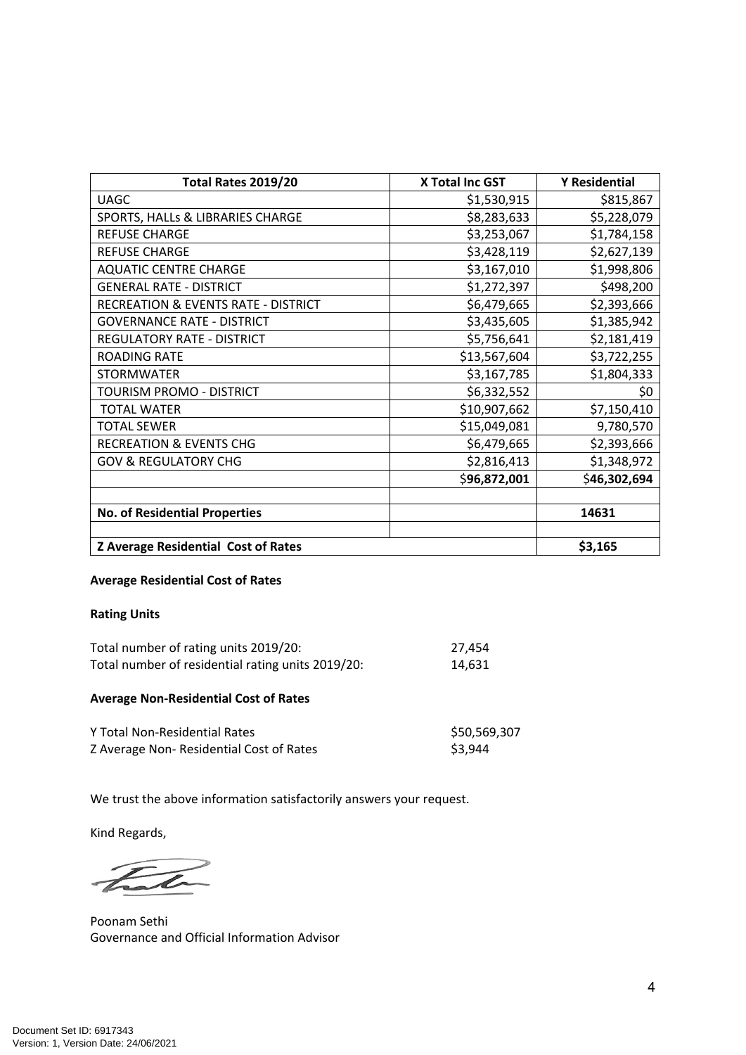| Total Rates 2019/20 | X Total Inc GST | Y Residential |
|---|---|---|
| UAGC | $1,530,915 | $815,867 |
| SPORTS, HALLs & LIBRARIES CHARGE | $8,283,633 | $5,228,079 |
| REFUSE CHARGE | $3,253,067 | $1,784,158 |
| REFUSE CHARGE | $3,428,119 | $2,627,139 |
| AQUATIC CENTRE CHARGE | $3,167,010 | $1,998,806 |
| GENERAL RATE - DISTRICT | $1,272,397 | $498,200 |
| RECREATION & EVENTS RATE - DISTRICT | $6,479,665 | $2,393,666 |
| GOVERNANCE RATE - DISTRICT | $3,435,605 | $1,385,942 |
| REGULATORY RATE - DISTRICT | $5,756,641 | $2,181,419 |
| ROADING RATE | $13,567,604 | $3,722,255 |
| STORMWATER | $3,167,785 | $1,804,333 |
| TOURISM PROMO - DISTRICT | $6,332,552 | $0 |
| TOTAL WATER | $10,907,662 | $7,150,410 |
| TOTAL SEWER | $15,049,081 | 9,780,570 |
| RECREATION & EVENTS CHG | $6,479,665 | $2,393,666 |
| GOV & REGULATORY CHG | $2,816,413 | $1,348,972 |
| | $**96,872,001** | $**46,302,694** |
| | | |
| **No. of Residential Properties** | | **14631** |
| | | |
| **Z Average Residential Cost of Rates** | | **$3,165** |

**Average Residential Cost of Rates**

**Rating Units**

Total number of rating units 2019/20: 27,454
Total number of residential rating units 2019/20: 14,631

**Average Non-Residential Cost of Rates**

Y Total Non-Residential Rates $50,569,307
Z Average Non- Residential Cost of Rates $3,944

We trust the above information satisfactorily answers your request.

Kind Regards,

Poonam Sethi
Governance and Official Information Advisor

Document Set ID: 6917343
Version: 1, Version Date: 24/06/2021